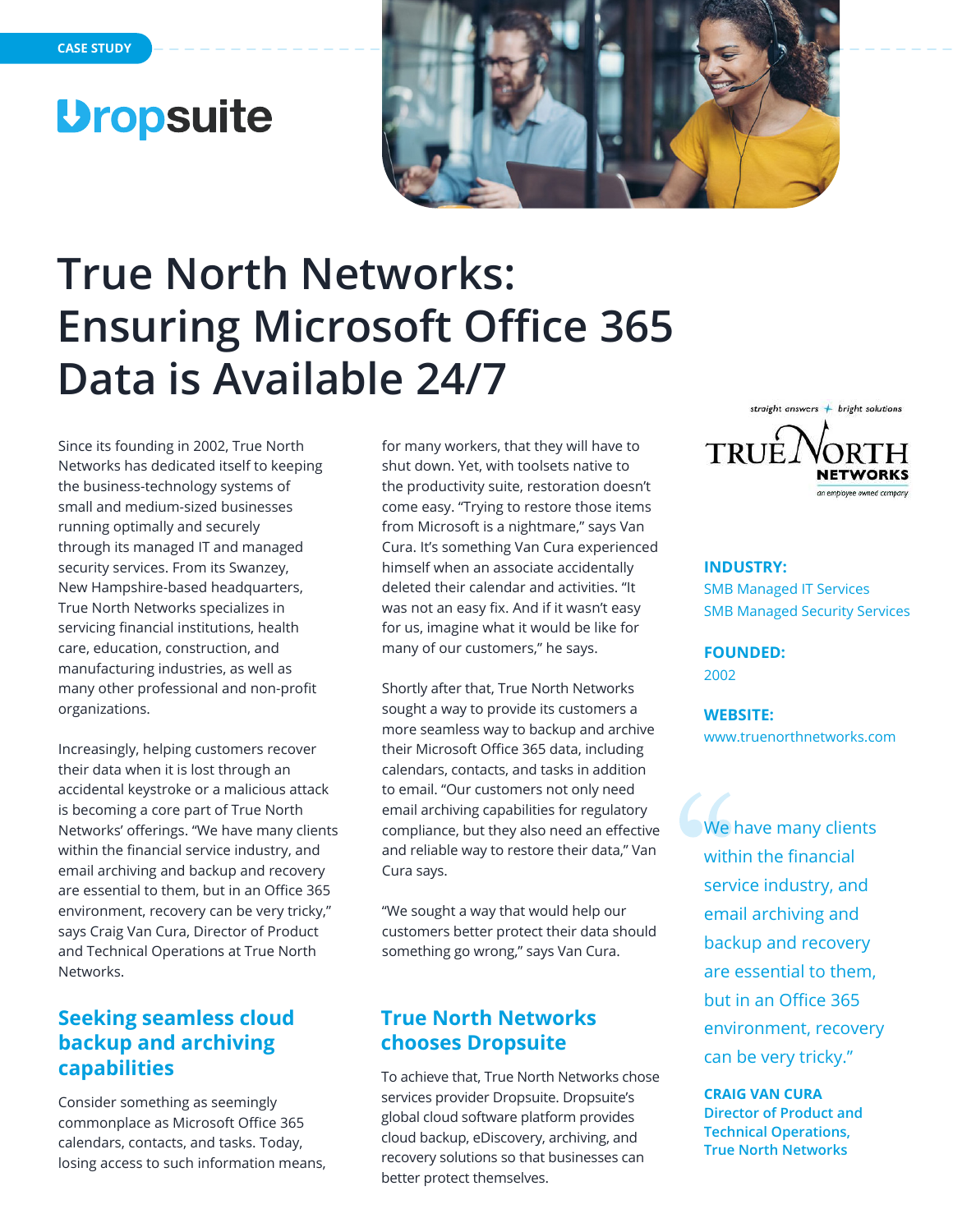CASE STUDY

Dropsuite

# True North Networks: Ensuring Microsoft Office 365 Data is Available 24/7

Since its founding in 2002, True North Networks has dedicated itself to keeping the business-technology systems of small and medium-sized businesses running optimally and securely through its managed IT and managed security services. From its Swanzey, New Hampshire-based headquarters, True North Networks specializes in servicing financial institutions, health care, education, construction, and manufacturing industries, as well as many other professional and non-profit organizations.

Increasingly, helping customers recover their data when it is lost through an accidental keystroke or a malicious attack is becoming a core part of True North Networks' offerings. "We have many clients within the financial service industry, and email archiving and backup and recovery are essential to them, but in an Office 365 environment, recovery can be very tricky," says Craig Van Cura, Director of Product and Technical Operations at True North Networks.

## Seeking seamless cloud backup and archiving capabilities

Consider something as seemingly commonplace as Microsoft Office 365 calendars, contacts, and tasks. Today, losing access to such information means, for many workers, that they will have to shut down. Yet, with toolsets native to the productivity suite, restoration doesn't come easy. "Trying to restore those items from Microsoft is a nightmare," says Van Cura. It's something Van Cura experienced himself when an associate accidentally deleted their calendar and activities. "It was not an easy fix. And if it wasn't easy for us, imagine what it would be like for many of our customers," he says.

Shortly after that, True North Networks sought a way to provide its customers a more seamless way to backup and archive their Microsoft Office 365 data, including calendars, contacts, and tasks in addition to email. "Our customers not only need email archiving capabilities for regulatory compliance, but they also need an effective and reliable way to restore their data," Van Cura says.

"We sought a way that would help our customers better protect their data should something go wrong," says Van Cura.

## True North Networks chooses Dropsuite

To achieve that, True North Networks chose services provider Dropsuite. Dropsuite's global cloud software platform provides cloud backup, eDiscovery, archiving, and recovery solutions so that businesses can better protect themselves.

straight answers + bright solutions
TRUE NORTH NETWORKS
an employee owned company

**INDUSTRY:**
SMB Managed IT Services
SMB Managed Security Services

**FOUNDED:**
2002

**WEBSITE:**
www.truenorthnetworks.com

> "We have many clients within the financial service industry, and email archiving and backup and recovery are essential to them, but in an Office 365 environment, recovery can be very tricky."
>
> **CRAIG VAN CURA**
> **Director of Product and Technical Operations, True North Networks**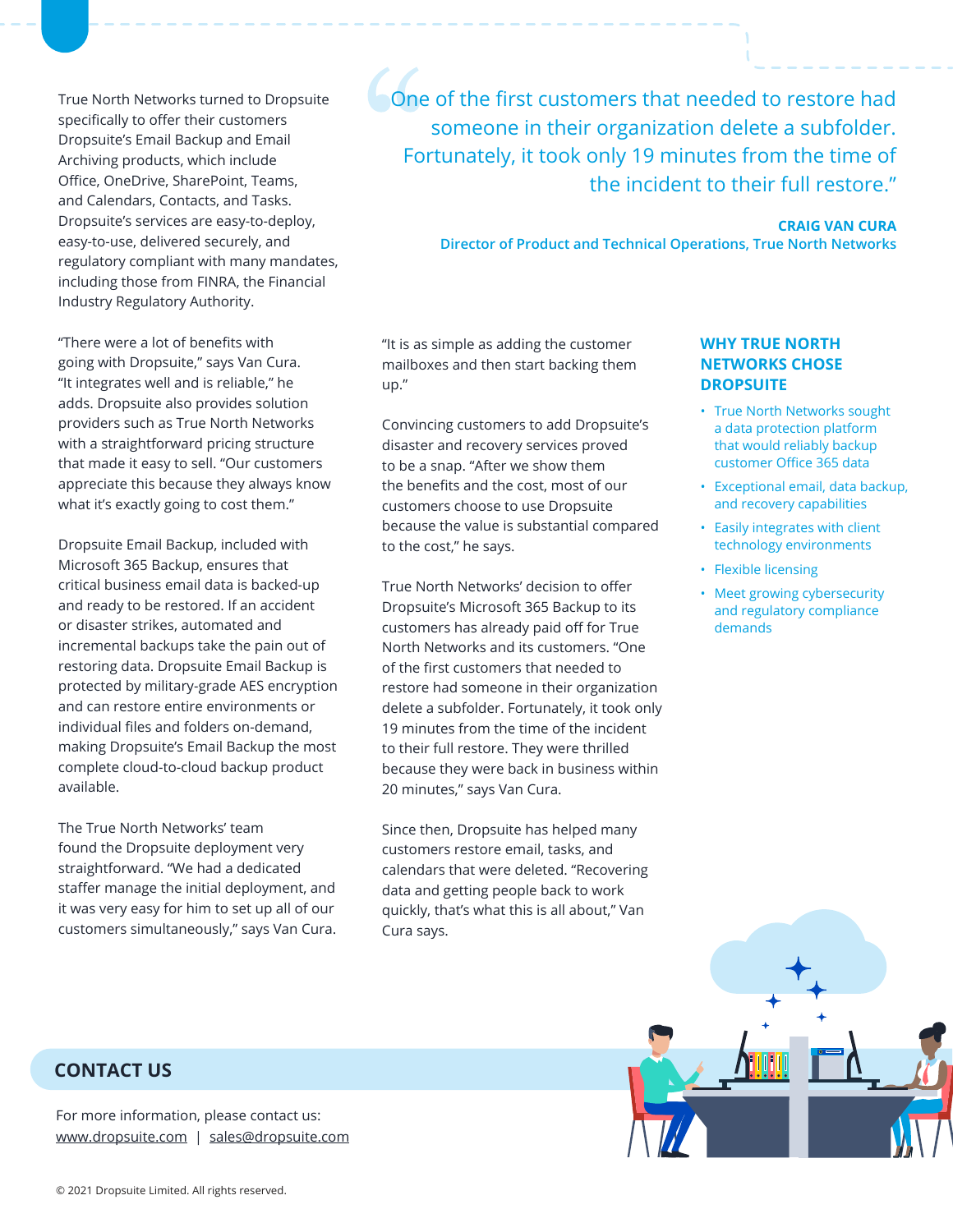True North Networks turned to Dropsuite specifically to offer their customers Dropsuite's Email Backup and Email Archiving products, which include Office, OneDrive, SharePoint, Teams, and Calendars, Contacts, and Tasks. Dropsuite's services are easy-to-deploy, easy-to-use, delivered securely, and regulatory compliant with many mandates, including those from FINRA, the Financial Industry Regulatory Authority.

"There were a lot of benefits with going with Dropsuite," says Van Cura. "It integrates well and is reliable," he adds. Dropsuite also provides solution providers such as True North Networks with a straightforward pricing structure that made it easy to sell. "Our customers appreciate this because they always know what it's exactly going to cost them."

Dropsuite Email Backup, included with Microsoft 365 Backup, ensures that critical business email data is backed-up and ready to be restored. If an accident or disaster strikes, automated and incremental backups take the pain out of restoring data. Dropsuite Email Backup is protected by military-grade AES encryption and can restore entire environments or individual files and folders on-demand, making Dropsuite's Email Backup the most complete cloud-to-cloud backup product available.

The True North Networks' team found the Dropsuite deployment very straightforward. "We had a dedicated staffer manage the initial deployment, and it was very easy for him to set up all of our customers simultaneously," says Van Cura.

> "One of the first customers that needed to restore had someone in their organization delete a subfolder. Fortunately, it took only 19 minutes from the time of the incident to their full restore."
>
> **CRAIG VAN CURA**
> Director of Product and Technical Operations, True North Networks

"It is as simple as adding the customer mailboxes and then start backing them up."

Convincing customers to add Dropsuite's disaster and recovery services proved to be a snap. "After we show them the benefits and the cost, most of our customers choose to use Dropsuite because the value is substantial compared to the cost," he says.

True North Networks' decision to offer Dropsuite's Microsoft 365 Backup to its customers has already paid off for True North Networks and its customers. "One of the first customers that needed to restore had someone in their organization delete a subfolder. Fortunately, it took only 19 minutes from the time of the incident to their full restore. They were thrilled because they were back in business within 20 minutes," says Van Cura.

Since then, Dropsuite has helped many customers restore email, tasks, and calendars that were deleted. "Recovering data and getting people back to work quickly, that's what this is all about," Van Cura says.

### WHY TRUE NORTH NETWORKS CHOSE DROPSUITE

- True North Networks sought a data protection platform that would reliably backup customer Office 365 data
- Exceptional email, data backup, and recovery capabilities
- Easily integrates with client technology environments
- Flexible licensing
- Meet growing cybersecurity and regulatory compliance demands

## CONTACT US

For more information, please contact us:
www.dropsuite.com | sales@dropsuite.com

© 2021 Dropsuite Limited. All rights reserved.